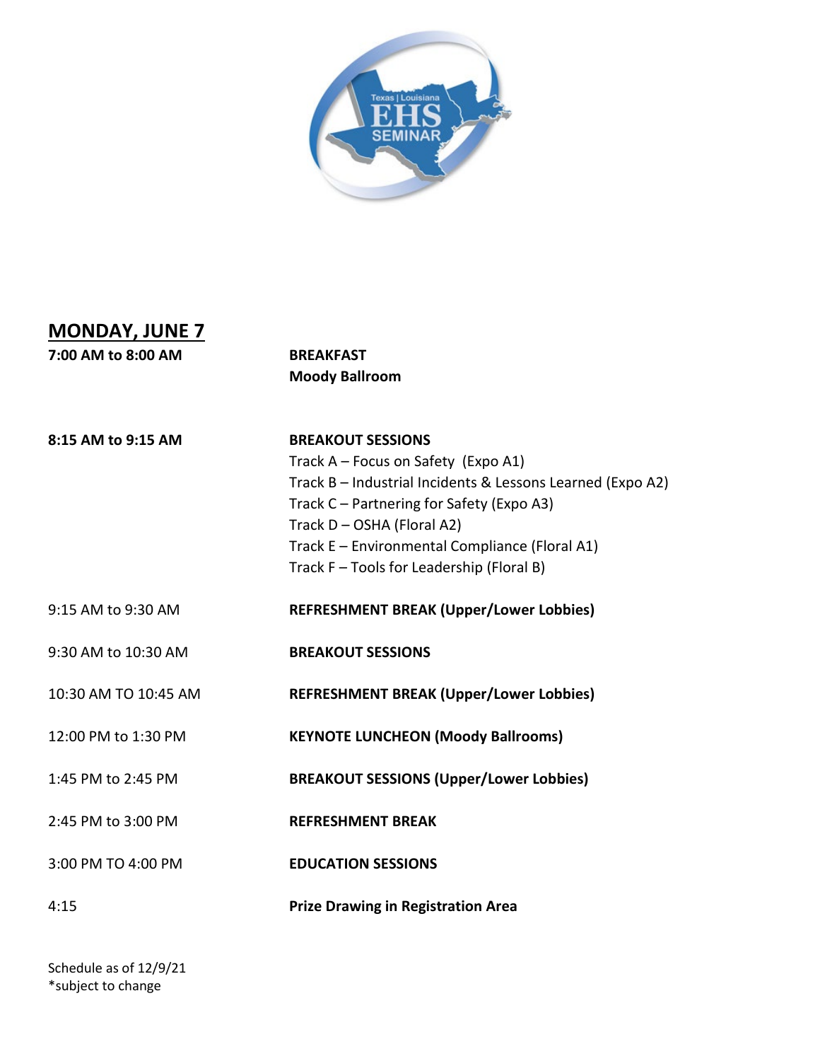Texas | Louisiana EHS SEMINAR

## MONDAY, JUNE 7

| | |
|---|---|
| **7:00 AM to 8:00 AM** | **BREAKFAST**<br>**Moody Ballroom** |
| **8:15 AM to 9:15 AM** | **BREAKOUT SESSIONS**<br>Track A – Focus on Safety (Expo A1)<br>Track B – Industrial Incidents & Lessons Learned (Expo A2)<br>Track C – Partnering for Safety (Expo A3)<br>Track D – OSHA (Floral A2)<br>Track E – Environmental Compliance (Floral A1)<br>Track F – Tools for Leadership (Floral B) |
| 9:15 AM to 9:30 AM | **REFRESHMENT BREAK (Upper/Lower Lobbies)** |
| 9:30 AM to 10:30 AM | **BREAKOUT SESSIONS** |
| 10:30 AM TO 10:45 AM | **REFRESHMENT BREAK (Upper/Lower Lobbies)** |
| 12:00 PM to 1:30 PM | **KEYNOTE LUNCHEON (Moody Ballrooms)** |
| 1:45 PM to 2:45 PM | **BREAKOUT SESSIONS (Upper/Lower Lobbies)** |
| 2:45 PM to 3:00 PM | **REFRESHMENT BREAK** |
| 3:00 PM TO 4:00 PM | **EDUCATION SESSIONS** |
| 4:15 | **Prize Drawing in Registration Area** |

Schedule as of 12/9/21
*subject to change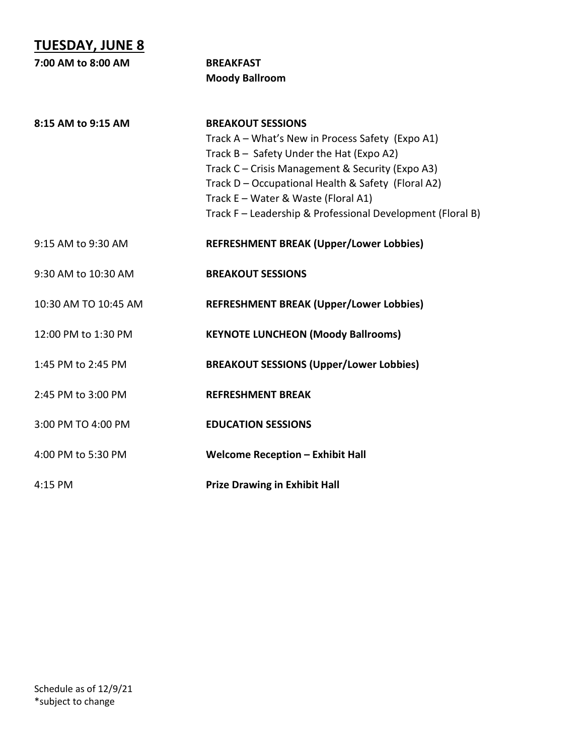## TUESDAY, JUNE 8

**7:00 AM to 8:00 AM** — **BREAKFAST**
**Moody Ballroom**

**8:15 AM to 9:15 AM** — **BREAKOUT SESSIONS**

- Track A – What's New in Process Safety (Expo A1)
- Track B – Safety Under the Hat (Expo A2)
- Track C – Crisis Management & Security (Expo A3)
- Track D – Occupational Health & Safety (Floral A2)
- Track E – Water & Waste (Floral A1)
- Track F – Leadership & Professional Development (Floral B)

9:15 AM to 9:30 AM — **REFRESHMENT BREAK (Upper/Lower Lobbies)**

9:30 AM to 10:30 AM — **BREAKOUT SESSIONS**

10:30 AM TO 10:45 AM — **REFRESHMENT BREAK (Upper/Lower Lobbies)**

12:00 PM to 1:30 PM — **KEYNOTE LUNCHEON (Moody Ballrooms)**

1:45 PM to 2:45 PM — **BREAKOUT SESSIONS (Upper/Lower Lobbies)**

2:45 PM to 3:00 PM — **REFRESHMENT BREAK**

3:00 PM TO 4:00 PM — **EDUCATION SESSIONS**

4:00 PM to 5:30 PM — **Welcome Reception – Exhibit Hall**

4:15 PM — **Prize Drawing in Exhibit Hall**

Schedule as of 12/9/21
*subject to change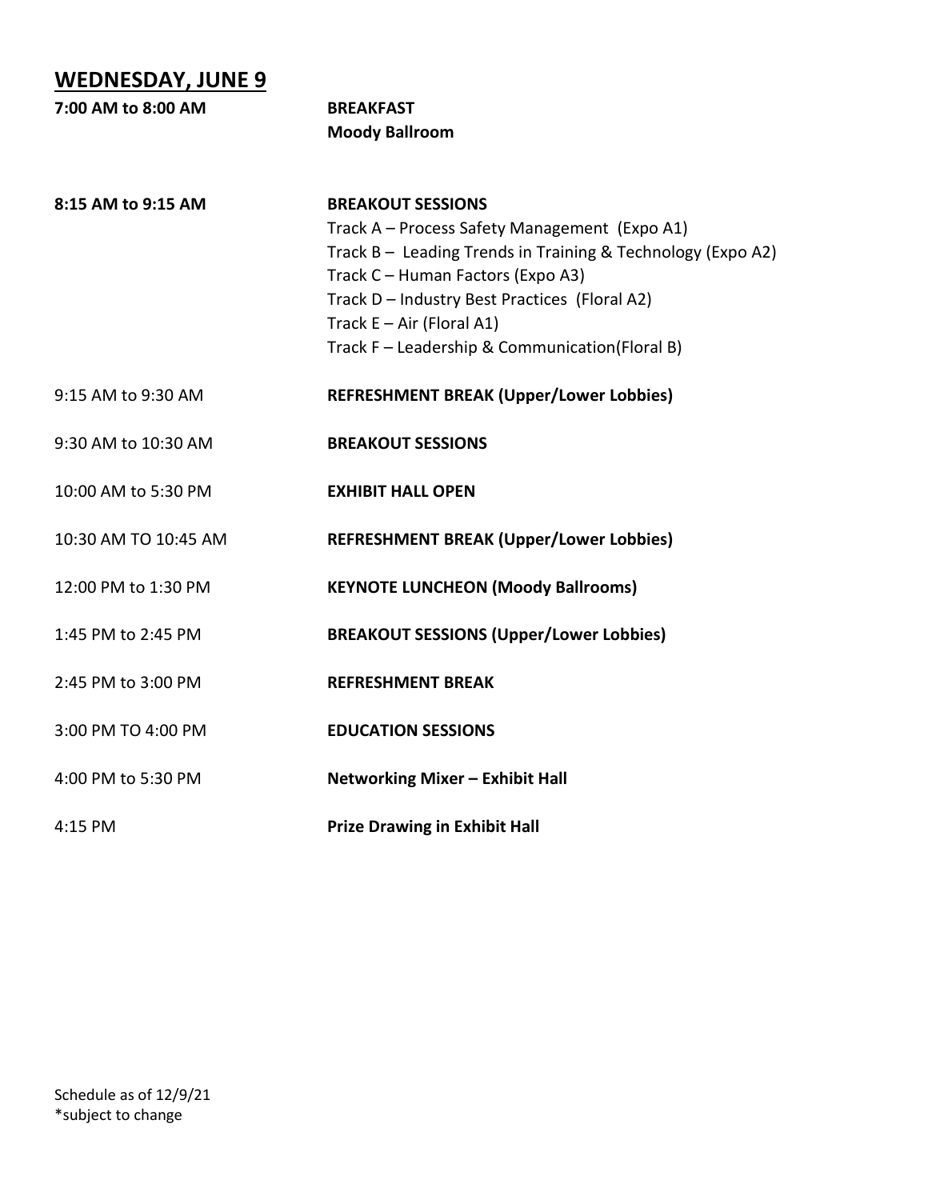## WEDNESDAY, JUNE 9

| | |
|---|---|
| **7:00 AM to 8:00 AM** | **BREAKFAST**<br>**Moody Ballroom** |
| **8:15 AM to 9:15 AM** | **BREAKOUT SESSIONS**<br>Track A – Process Safety Management (Expo A1)<br>Track B – Leading Trends in Training & Technology (Expo A2)<br>Track C – Human Factors (Expo A3)<br>Track D – Industry Best Practices (Floral A2)<br>Track E – Air (Floral A1)<br>Track F – Leadership & Communication(Floral B) |
| 9:15 AM to 9:30 AM | **REFRESHMENT BREAK (Upper/Lower Lobbies)** |
| 9:30 AM to 10:30 AM | **BREAKOUT SESSIONS** |
| 10:00 AM to 5:30 PM | **EXHIBIT HALL OPEN** |
| 10:30 AM TO 10:45 AM | **REFRESHMENT BREAK (Upper/Lower Lobbies)** |
| 12:00 PM to 1:30 PM | **KEYNOTE LUNCHEON (Moody Ballrooms)** |
| 1:45 PM to 2:45 PM | **BREAKOUT SESSIONS (Upper/Lower Lobbies)** |
| 2:45 PM to 3:00 PM | **REFRESHMENT BREAK** |
| 3:00 PM TO 4:00 PM | **EDUCATION SESSIONS** |
| 4:00 PM to 5:30 PM | **Networking Mixer – Exhibit Hall** |
| 4:15 PM | **Prize Drawing in Exhibit Hall** |

Schedule as of 12/9/21
*subject to change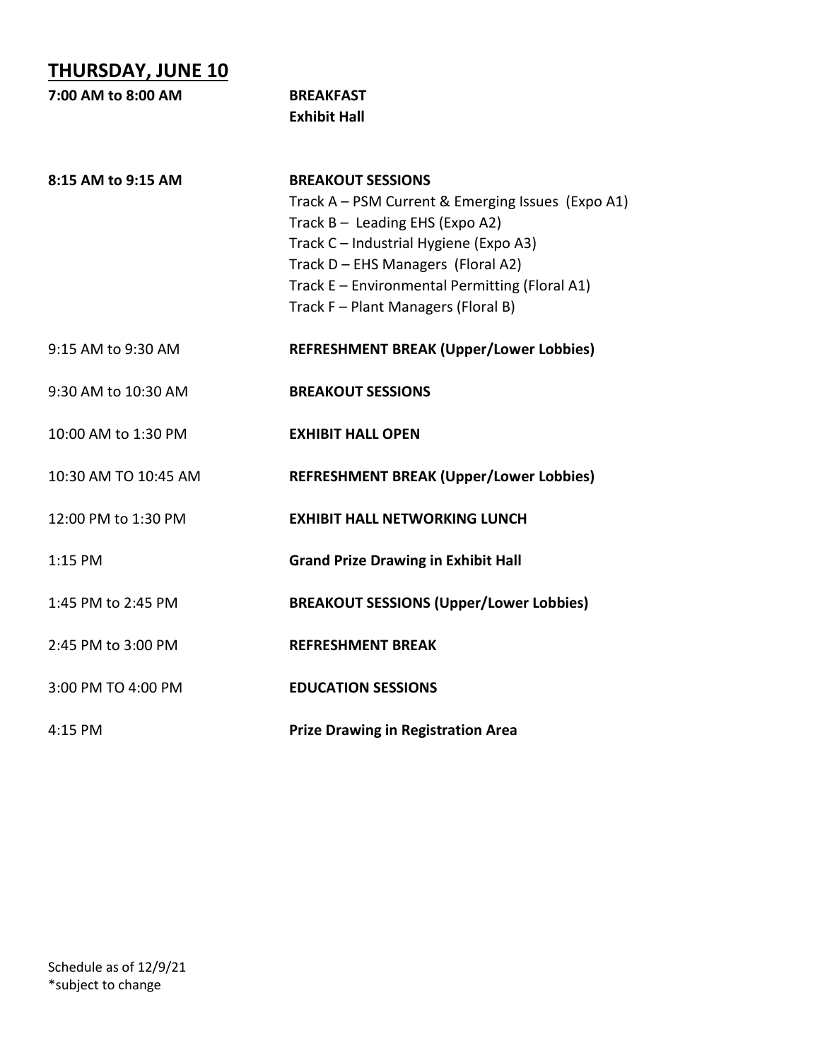## THURSDAY, JUNE 10

| | |
|---|---|
| **7:00 AM to 8:00 AM** | **BREAKFAST**<br>**Exhibit Hall** |
| **8:15 AM to 9:15 AM** | **BREAKOUT SESSIONS**<br>Track A – PSM Current & Emerging Issues (Expo A1)<br>Track B – Leading EHS (Expo A2)<br>Track C – Industrial Hygiene (Expo A3)<br>Track D – EHS Managers (Floral A2)<br>Track E – Environmental Permitting (Floral A1)<br>Track F – Plant Managers (Floral B) |
| 9:15 AM to 9:30 AM | **REFRESHMENT BREAK (Upper/Lower Lobbies)** |
| 9:30 AM to 10:30 AM | **BREAKOUT SESSIONS** |
| 10:00 AM to 1:30 PM | **EXHIBIT HALL OPEN** |
| 10:30 AM TO 10:45 AM | **REFRESHMENT BREAK (Upper/Lower Lobbies)** |
| 12:00 PM to 1:30 PM | **EXHIBIT HALL NETWORKING LUNCH** |
| 1:15 PM | **Grand Prize Drawing in Exhibit Hall** |
| 1:45 PM to 2:45 PM | **BREAKOUT SESSIONS (Upper/Lower Lobbies)** |
| 2:45 PM to 3:00 PM | **REFRESHMENT BREAK** |
| 3:00 PM TO 4:00 PM | **EDUCATION SESSIONS** |
| 4:15 PM | **Prize Drawing in Registration Area** |

Schedule as of 12/9/21
*subject to change